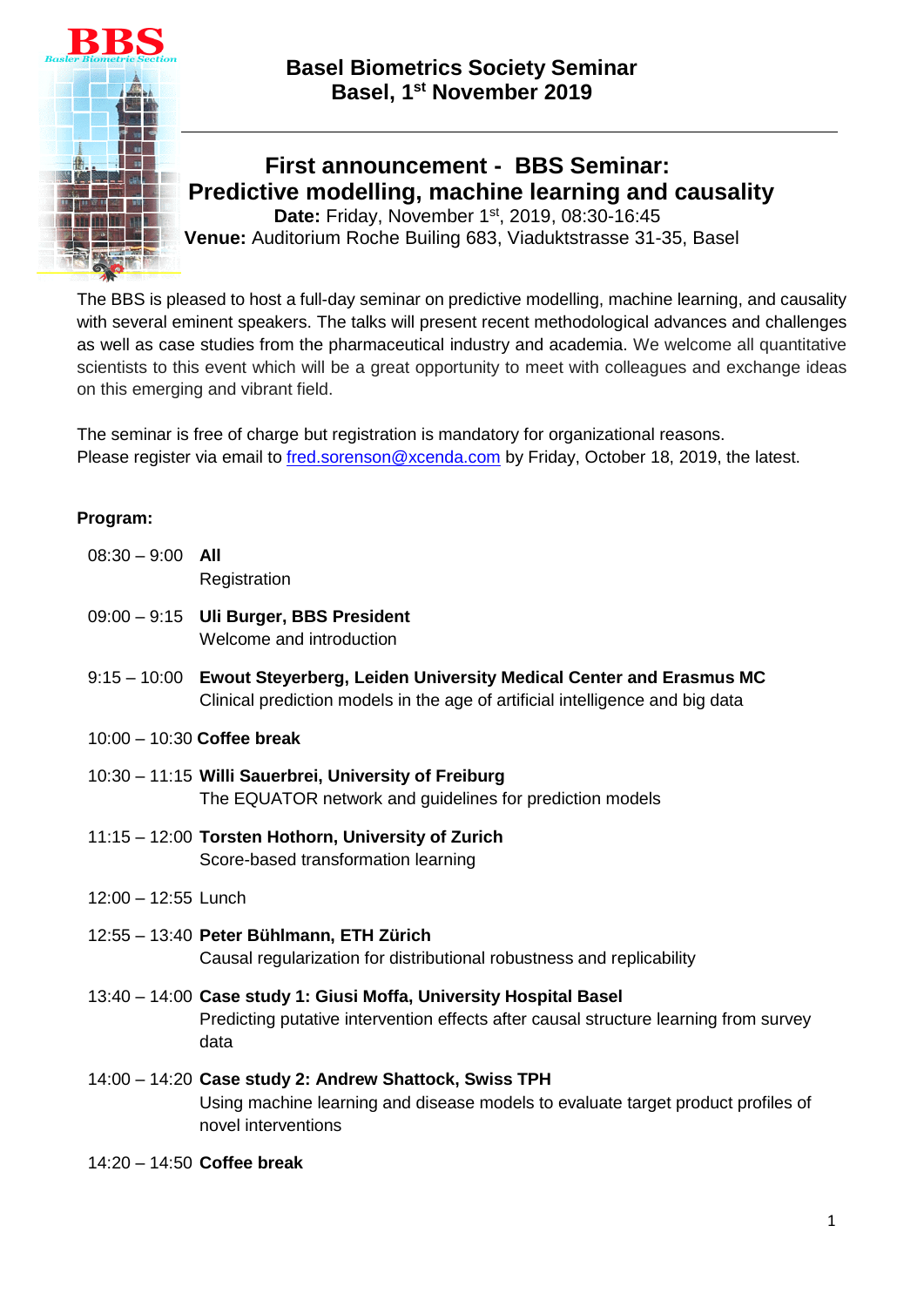BBS
*Basler Biometric Section*

**Basel Biometrics Society Seminar**
**Basel, 1st November 2019**

---

## First announcement - BBS Seminar: Predictive modelling, machine learning and causality

**Date:** Friday, November 1st, 2019, 08:30-16:45
**Venue:** Auditorium Roche Builing 683, Viaduktstrasse 31-35, Basel

The BBS is pleased to host a full-day seminar on predictive modelling, machine learning, and causality with several eminent speakers. The talks will present recent methodological advances and challenges as well as case studies from the pharmaceutical industry and academia. We welcome all quantitative scientists to this event which will be a great opportunity to meet with colleagues and exchange ideas on this emerging and vibrant field.

The seminar is free of charge but registration is mandatory for organizational reasons.
Please register via email to fred.sorenson@xcenda.com by Friday, October 18, 2019, the latest.

**Program:**

08:30 – 9:00 **All**
Registration

09:00 – 9:15 **Uli Burger, BBS President**
Welcome and introduction

9:15 – 10:00 **Ewout Steyerberg, Leiden University Medical Center and Erasmus MC**
Clinical prediction models in the age of artificial intelligence and big data

10:00 – 10:30 **Coffee break**

10:30 – 11:15 **Willi Sauerbrei, University of Freiburg**
The EQUATOR network and guidelines for prediction models

11:15 – 12:00 **Torsten Hothorn, University of Zurich**
Score-based transformation learning

12:00 – 12:55 Lunch

12:55 – 13:40 **Peter Bühlmann, ETH Zürich**
Causal regularization for distributional robustness and replicability

13:40 – 14:00 **Case study 1: Giusi Moffa, University Hospital Basel**
Predicting putative intervention effects after causal structure learning from survey data

14:00 – 14:20 **Case study 2: Andrew Shattock, Swiss TPH**
Using machine learning and disease models to evaluate target product profiles of novel interventions

14:20 – 14:50 **Coffee break**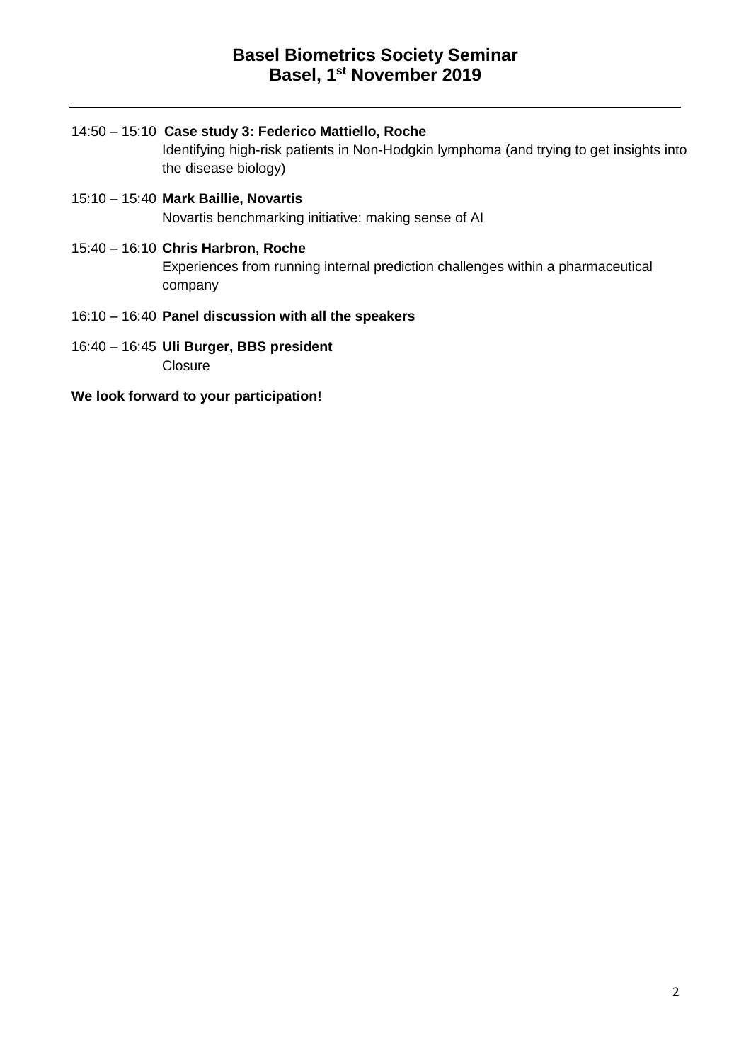# Basel Biometrics Society Seminar
# Basel, 1st November 2019

---

14:50 – 15:10 **Case study 3: Federico Mattiello, Roche**
Identifying high-risk patients in Non-Hodgkin lymphoma (and trying to get insights into the disease biology)

15:10 – 15:40 **Mark Baillie, Novartis**
Novartis benchmarking initiative: making sense of AI

15:40 – 16:10 **Chris Harbron, Roche**
Experiences from running internal prediction challenges within a pharmaceutical company

16:10 – 16:40 **Panel discussion with all the speakers**

16:40 – 16:45 **Uli Burger, BBS president**
Closure

**We look forward to your participation!**